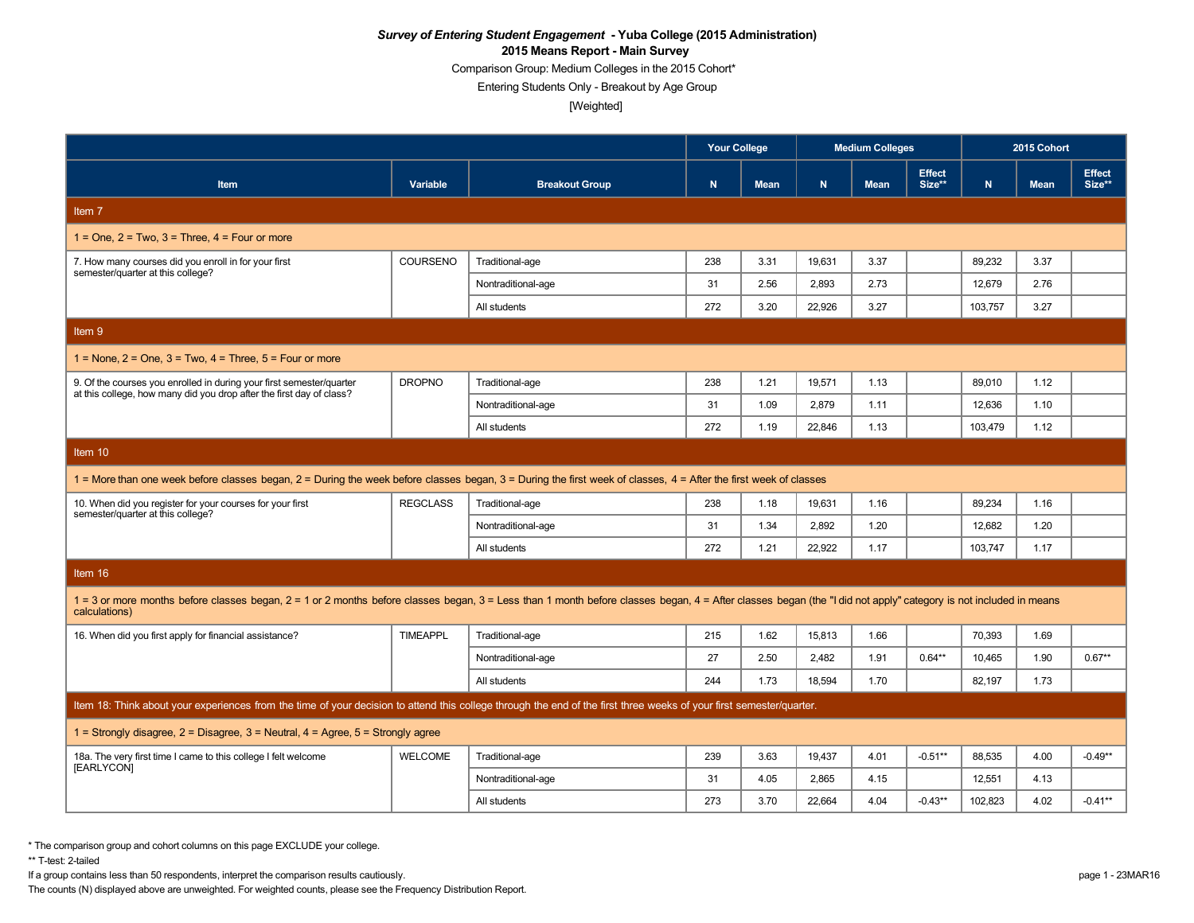*Survey of Entering Student Engagement* **- Yuba College (2015 Administration)**

**2015 Means Report - Main Survey**

Comparison Group: Medium Colleges in the 2015 Cohort*

Entering Students Only - Breakout by Age Group

[Weighted]

| | | | Your College | | Medium Colleges | | | 2015 Cohort | | |
|---|---|---|---|---|---|---|---|---|---|---|
| **Item** | **Variable** | **Breakout Group** | **N** | **Mean** | **N** | **Mean** | **Effect Size**** | **N** | **Mean** | **Effect Size**** |
| Item 7 | | | | | | | | | | |
| 1 = One, 2 = Two, 3 = Three, 4 = Four or more | | | | | | | | | | |
| 7. How many courses did you enroll in for your first semester/quarter at this college? | COURSENO | Traditional-age | 238 | 3.31 | 19,631 | 3.37 | | 89,232 | 3.37 | |
| | | Nontraditional-age | 31 | 2.56 | 2,893 | 2.73 | | 12,679 | 2.76 | |
| | | All students | 272 | 3.20 | 22,926 | 3.27 | | 103,757 | 3.27 | |
| Item 9 | | | | | | | | | | |
| 1 = None, 2 = One, 3 = Two, 4 = Three, 5 = Four or more | | | | | | | | | | |
| 9. Of the courses you enrolled in during your first semester/quarter at this college, how many did you drop after the first day of class? | DROPNO | Traditional-age | 238 | 1.21 | 19,571 | 1.13 | | 89,010 | 1.12 | |
| | | Nontraditional-age | 31 | 1.09 | 2,879 | 1.11 | | 12,636 | 1.10 | |
| | | All students | 272 | 1.19 | 22,846 | 1.13 | | 103,479 | 1.12 | |
| Item 10 | | | | | | | | | | |
| 1 = More than one week before classes began, 2 = During the week before classes began, 3 = During the first week of classes, 4 = After the first week of classes | | | | | | | | | | |
| 10. When did you register for your courses for your first semester/quarter at this college? | REGCLASS | Traditional-age | 238 | 1.18 | 19,631 | 1.16 | | 89,234 | 1.16 | |
| | | Nontraditional-age | 31 | 1.34 | 2,892 | 1.20 | | 12,682 | 1.20 | |
| | | All students | 272 | 1.21 | 22,922 | 1.17 | | 103,747 | 1.17 | |
| Item 16 | | | | | | | | | | |
| 1 = 3 or more months before classes began, 2 = 1 or 2 months before classes began, 3 = Less than 1 month before classes began, 4 = After classes began (the "I did not apply" category is not included in means calculations) | | | | | | | | | | |
| 16. When did you first apply for financial assistance? | TIMEAPPL | Traditional-age | 215 | 1.62 | 15,813 | 1.66 | | 70,393 | 1.69 | |
| | | Nontraditional-age | 27 | 2.50 | 2,482 | 1.91 | 0.64** | 10,465 | 1.90 | 0.67** |
| | | All students | 244 | 1.73 | 18,594 | 1.70 | | 82,197 | 1.73 | |
| Item 18: Think about your experiences from the time of your decision to attend this college through the end of the first three weeks of your first semester/quarter. | | | | | | | | | | |
| 1 = Strongly disagree, 2 = Disagree, 3 = Neutral, 4 = Agree, 5 = Strongly agree | | | | | | | | | | |
| 18a. The very first time I came to this college I felt welcome [EARLYCON] | WELCOME | Traditional-age | 239 | 3.63 | 19,437 | 4.01 | -0.51** | 88,535 | 4.00 | -0.49** |
| | | Nontraditional-age | 31 | 4.05 | 2,865 | 4.15 | | 12,551 | 4.13 | |
| | | All students | 273 | 3.70 | 22,664 | 4.04 | -0.43** | 102,823 | 4.02 | -0.41** |

\* The comparison group and cohort columns on this page EXCLUDE your college.

** T-test: 2-tailed

If a group contains less than 50 respondents, interpret the comparison results cautiously.

The counts (N) displayed above are unweighted. For weighted counts, please see the Frequency Distribution Report.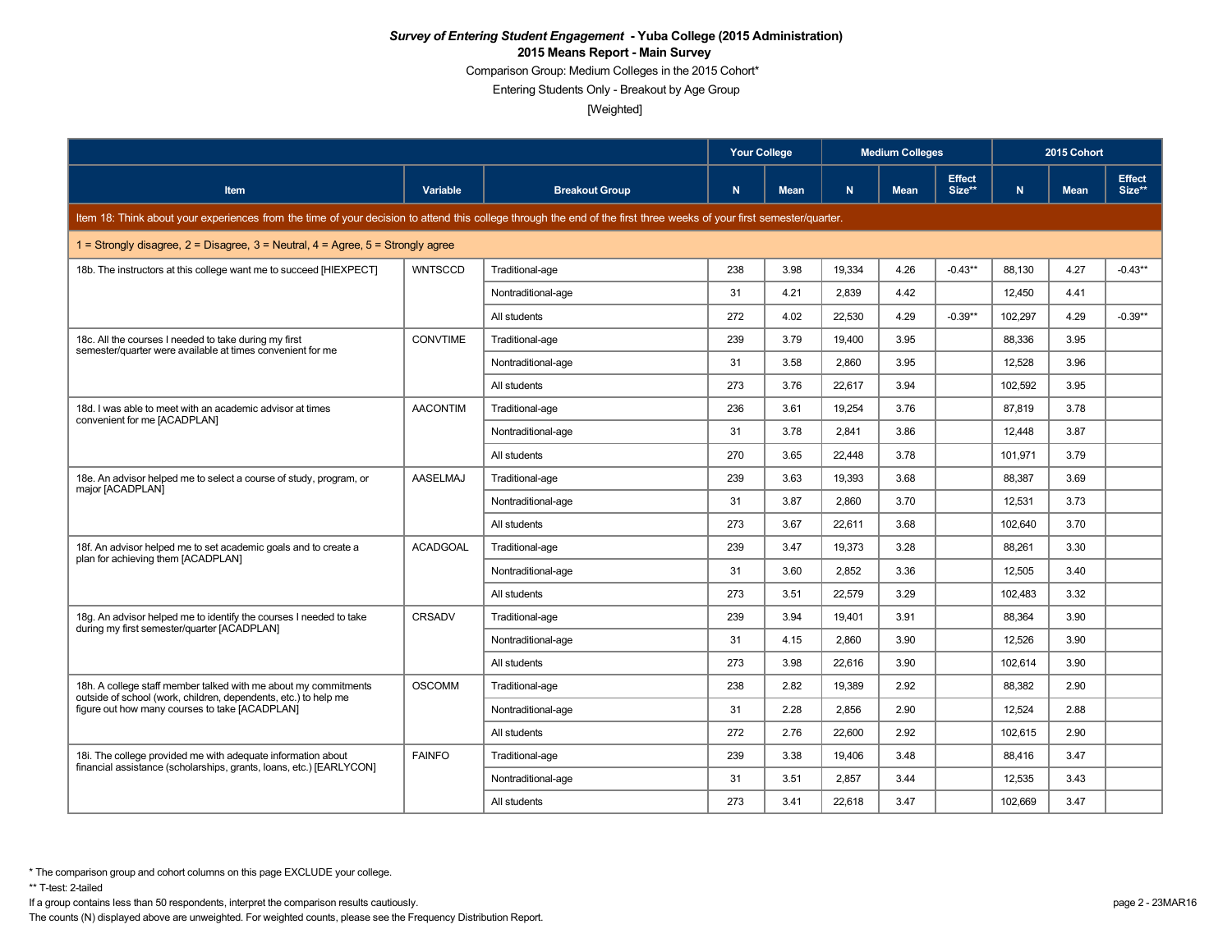***Survey of Entering Student Engagement* - Yuba College (2015 Administration)**

**2015 Means Report - Main Survey**

Comparison Group: Medium Colleges in the 2015 Cohort*

Entering Students Only - Breakout by Age Group

[Weighted]

| | | | Your College | | Medium Colleges | | | 2015 Cohort | | |
|---|---|---|---|---|---|---|---|---|---|---|
| **Item** | **Variable** | **Breakout Group** | **N** | **Mean** | **N** | **Mean** | **Effect Size**** | **N** | **Mean** | **Effect Size**** |
| Item 18: Think about your experiences from the time of your decision to attend this college through the end of the first three weeks of your first semester/quarter. | | | | | | | | | | |
| 1 = Strongly disagree, 2 = Disagree, 3 = Neutral, 4 = Agree, 5 = Strongly agree | | | | | | | | | | |
| 18b. The instructors at this college want me to succeed [HIEXPECT] | WNTSCCD | Traditional-age | 238 | 3.98 | 19,334 | 4.26 | -0.43** | 88,130 | 4.27 | -0.43** |
| | | Nontraditional-age | 31 | 4.21 | 2,839 | 4.42 | | 12,450 | 4.41 | |
| | | All students | 272 | 4.02 | 22,530 | 4.29 | -0.39** | 102,297 | 4.29 | -0.39** |
| 18c. All the courses I needed to take during my first semester/quarter were available at times convenient for me | CONVTIME | Traditional-age | 239 | 3.79 | 19,400 | 3.95 | | 88,336 | 3.95 | |
| | | Nontraditional-age | 31 | 3.58 | 2,860 | 3.95 | | 12,528 | 3.96 | |
| | | All students | 273 | 3.76 | 22,617 | 3.94 | | 102,592 | 3.95 | |
| 18d. I was able to meet with an academic advisor at times convenient for me [ACADPLAN] | AACONTIM | Traditional-age | 236 | 3.61 | 19,254 | 3.76 | | 87,819 | 3.78 | |
| | | Nontraditional-age | 31 | 3.78 | 2,841 | 3.86 | | 12,448 | 3.87 | |
| | | All students | 270 | 3.65 | 22,448 | 3.78 | | 101,971 | 3.79 | |
| 18e. An advisor helped me to select a course of study, program, or major [ACADPLAN] | AASELMAJ | Traditional-age | 239 | 3.63 | 19,393 | 3.68 | | 88,387 | 3.69 | |
| | | Nontraditional-age | 31 | 3.87 | 2,860 | 3.70 | | 12,531 | 3.73 | |
| | | All students | 273 | 3.67 | 22,611 | 3.68 | | 102,640 | 3.70 | |
| 18f. An advisor helped me to set academic goals and to create a plan for achieving them [ACADPLAN] | ACADGOAL | Traditional-age | 239 | 3.47 | 19,373 | 3.28 | | 88,261 | 3.30 | |
| | | Nontraditional-age | 31 | 3.60 | 2,852 | 3.36 | | 12,505 | 3.40 | |
| | | All students | 273 | 3.51 | 22,579 | 3.29 | | 102,483 | 3.32 | |
| 18g. An advisor helped me to identify the courses I needed to take during my first semester/quarter [ACADPLAN] | CRSADV | Traditional-age | 239 | 3.94 | 19,401 | 3.91 | | 88,364 | 3.90 | |
| | | Nontraditional-age | 31 | 4.15 | 2,860 | 3.90 | | 12,526 | 3.90 | |
| | | All students | 273 | 3.98 | 22,616 | 3.90 | | 102,614 | 3.90 | |
| 18h. A college staff member talked with me about my commitments outside of school (work, children, dependents, etc.) to help me figure out how many courses to take [ACADPLAN] | OSCOMM | Traditional-age | 238 | 2.82 | 19,389 | 2.92 | | 88,382 | 2.90 | |
| | | Nontraditional-age | 31 | 2.28 | 2,856 | 2.90 | | 12,524 | 2.88 | |
| | | All students | 272 | 2.76 | 22,600 | 2.92 | | 102,615 | 2.90 | |
| 18i. The college provided me with adequate information about financial assistance (scholarships, grants, loans, etc.) [EARLYCON] | FAINFO | Traditional-age | 239 | 3.38 | 19,406 | 3.48 | | 88,416 | 3.47 | |
| | | Nontraditional-age | 31 | 3.51 | 2,857 | 3.44 | | 12,535 | 3.43 | |
| | | All students | 273 | 3.41 | 22,618 | 3.47 | | 102,669 | 3.47 | |

* The comparison group and cohort columns on this page EXCLUDE your college.

** T-test: 2-tailed

If a group contains less than 50 respondents, interpret the comparison results cautiously.

The counts (N) displayed above are unweighted. For weighted counts, please see the Frequency Distribution Report.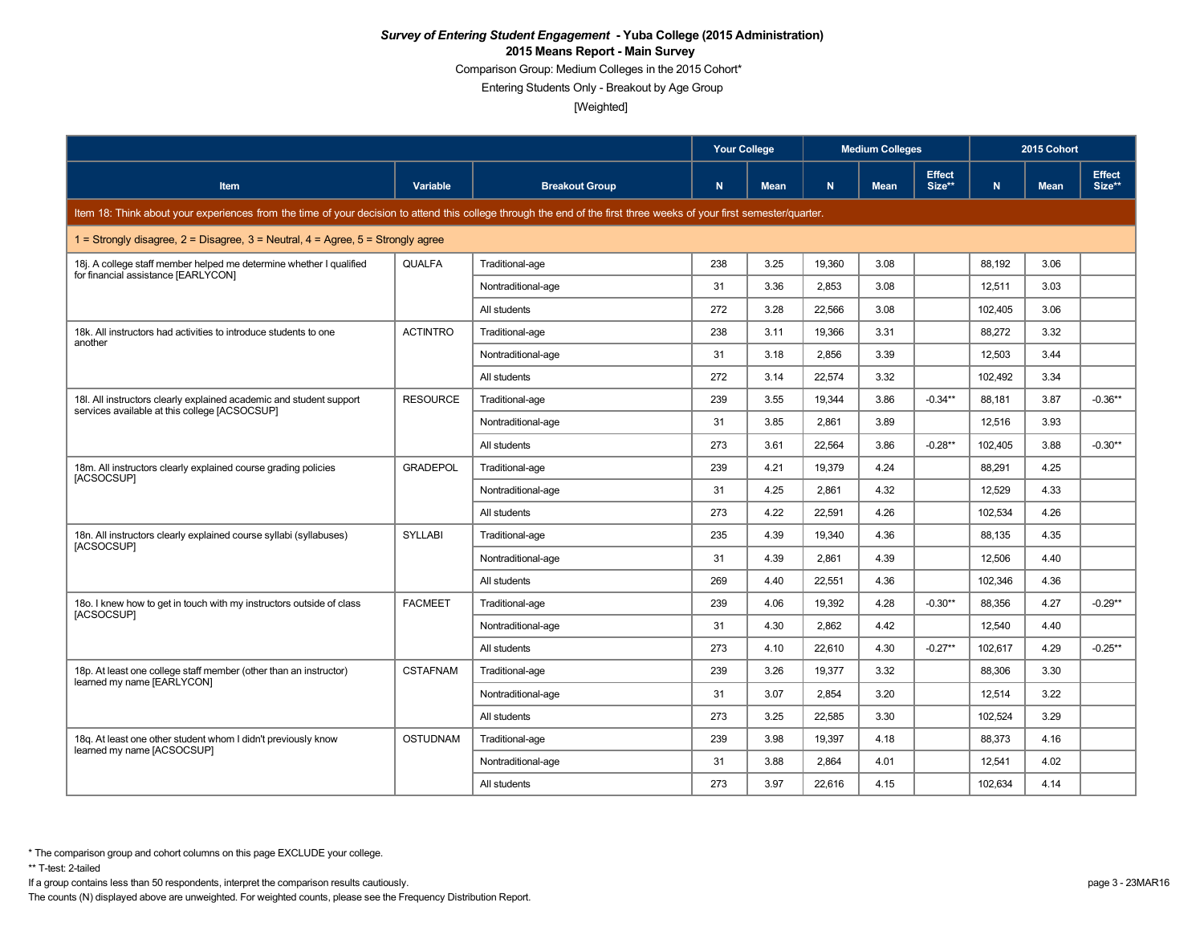***Survey of Entering Student Engagement* - Yuba College (2015 Administration)**

**2015 Means Report - Main Survey**

Comparison Group: Medium Colleges in the 2015 Cohort*

Entering Students Only - Breakout by Age Group

[Weighted]

| Item | Variable | Breakout Group | Your College | | Medium Colleges | | | 2015 Cohort | | |
|---|---|---|---|---|---|---|---|---|---|---|
| | | | N | Mean | N | Mean | Effect Size** | N | Mean | Effect Size** |
| Item 18: Think about your experiences from the time of your decision to attend this college through the end of the first three weeks of your first semester/quarter. | | | | | | | | | | |
| 1 = Strongly disagree, 2 = Disagree, 3 = Neutral, 4 = Agree, 5 = Strongly agree | | | | | | | | | | |
| 18j. A college staff member helped me determine whether I qualified for financial assistance [EARLYCON] | QUALFA | Traditional-age | 238 | 3.25 | 19,360 | 3.08 | | 88,192 | 3.06 | |
| | | Nontraditional-age | 31 | 3.36 | 2,853 | 3.08 | | 12,511 | 3.03 | |
| | | All students | 272 | 3.28 | 22,566 | 3.08 | | 102,405 | 3.06 | |
| 18k. All instructors had activities to introduce students to one another | ACTINTRO | Traditional-age | 238 | 3.11 | 19,366 | 3.31 | | 88,272 | 3.32 | |
| | | Nontraditional-age | 31 | 3.18 | 2,856 | 3.39 | | 12,503 | 3.44 | |
| | | All students | 272 | 3.14 | 22,574 | 3.32 | | 102,492 | 3.34 | |
| 18l. All instructors clearly explained academic and student support services available at this college [ACSOCSUP] | RESOURCE | Traditional-age | 239 | 3.55 | 19,344 | 3.86 | -0.34** | 88,181 | 3.87 | -0.36** |
| | | Nontraditional-age | 31 | 3.85 | 2,861 | 3.89 | | 12,516 | 3.93 | |
| | | All students | 273 | 3.61 | 22,564 | 3.86 | -0.28** | 102,405 | 3.88 | -0.30** |
| 18m. All instructors clearly explained course grading policies [ACSOCSUP] | GRADEPOL | Traditional-age | 239 | 4.21 | 19,379 | 4.24 | | 88,291 | 4.25 | |
| | | Nontraditional-age | 31 | 4.25 | 2,861 | 4.32 | | 12,529 | 4.33 | |
| | | All students | 273 | 4.22 | 22,591 | 4.26 | | 102,534 | 4.26 | |
| 18n. All instructors clearly explained course syllabi (syllabuses) [ACSOCSUP] | SYLLABI | Traditional-age | 235 | 4.39 | 19,340 | 4.36 | | 88,135 | 4.35 | |
| | | Nontraditional-age | 31 | 4.39 | 2,861 | 4.39 | | 12,506 | 4.40 | |
| | | All students | 269 | 4.40 | 22,551 | 4.36 | | 102,346 | 4.36 | |
| 18o. I knew how to get in touch with my instructors outside of class [ACSOCSUP] | FACMEET | Traditional-age | 239 | 4.06 | 19,392 | 4.28 | -0.30** | 88,356 | 4.27 | -0.29** |
| | | Nontraditional-age | 31 | 4.30 | 2,862 | 4.42 | | 12,540 | 4.40 | |
| | | All students | 273 | 4.10 | 22,610 | 4.30 | -0.27** | 102,617 | 4.29 | -0.25** |
| 18p. At least one college staff member (other than an instructor) learned my name [EARLYCON] | CSTAFNAM | Traditional-age | 239 | 3.26 | 19,377 | 3.32 | | 88,306 | 3.30 | |
| | | Nontraditional-age | 31 | 3.07 | 2,854 | 3.20 | | 12,514 | 3.22 | |
| | | All students | 273 | 3.25 | 22,585 | 3.30 | | 102,524 | 3.29 | |
| 18q. At least one other student whom I didn't previously know learned my name [ACSOCSUP] | OSTUDNAM | Traditional-age | 239 | 3.98 | 19,397 | 4.18 | | 88,373 | 4.16 | |
| | | Nontraditional-age | 31 | 3.88 | 2,864 | 4.01 | | 12,541 | 4.02 | |
| | | All students | 273 | 3.97 | 22,616 | 4.15 | | 102,634 | 4.14 | |

\* The comparison group and cohort columns on this page EXCLUDE your college.

\*\* T-test: 2-tailed

If a group contains less than 50 respondents, interpret the comparison results cautiously.

The counts (N) displayed above are unweighted. For weighted counts, please see the Frequency Distribution Report.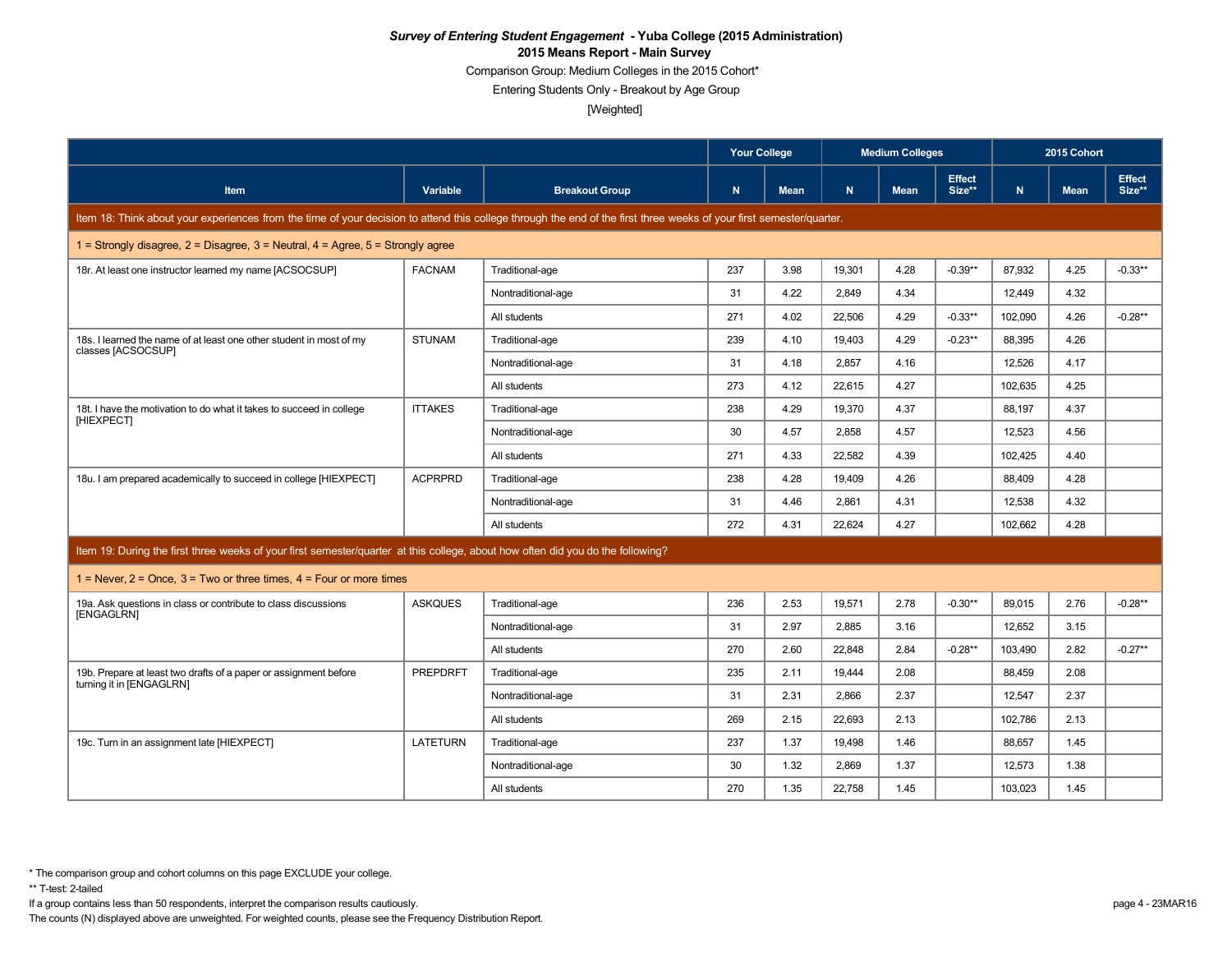**_Survey of Entering Student Engagement_ - Yuba College (2015 Administration)**

**2015 Means Report - Main Survey**

Comparison Group: Medium Colleges in the 2015 Cohort*

Entering Students Only - Breakout by Age Group

[Weighted]

| | | | Your College | | Medium Colleges | | | 2015 Cohort | | |
|---|---|---|---|---|---|---|---|---|---|---|
| **Item** | **Variable** | **Breakout Group** | **N** | **Mean** | **N** | **Mean** | **Effect Size**** | **N** | **Mean** | **Effect Size**** |
| **Item 18: Think about your experiences from the time of your decision to attend this college through the end of the first three weeks of your first semester/quarter.** | | | | | | | | | | |
| 1 = Strongly disagree, 2 = Disagree, 3 = Neutral, 4 = Agree, 5 = Strongly agree | | | | | | | | | | |
| 18r. At least one instructor learned my name [ACSOCSUP] | FACNAM | Traditional-age | 237 | 3.98 | 19,301 | 4.28 | -0.39** | 87,932 | 4.25 | -0.33** |
| | | Nontraditional-age | 31 | 4.22 | 2,849 | 4.34 | | 12,449 | 4.32 | |
| | | All students | 271 | 4.02 | 22,506 | 4.29 | -0.33** | 102,090 | 4.26 | -0.28** |
| 18s. I learned the name of at least one other student in most of my classes [ACSOCSUP] | STUNAM | Traditional-age | 239 | 4.10 | 19,403 | 4.29 | -0.23** | 88,395 | 4.26 | |
| | | Nontraditional-age | 31 | 4.18 | 2,857 | 4.16 | | 12,526 | 4.17 | |
| | | All students | 273 | 4.12 | 22,615 | 4.27 | | 102,635 | 4.25 | |
| 18t. I have the motivation to do what it takes to succeed in college [HIEXPECT] | ITTAKES | Traditional-age | 238 | 4.29 | 19,370 | 4.37 | | 88,197 | 4.37 | |
| | | Nontraditional-age | 30 | 4.57 | 2,858 | 4.57 | | 12,523 | 4.56 | |
| | | All students | 271 | 4.33 | 22,582 | 4.39 | | 102,425 | 4.40 | |
| 18u. I am prepared academically to succeed in college [HIEXPECT] | ACPRPRD | Traditional-age | 238 | 4.28 | 19,409 | 4.26 | | 88,409 | 4.28 | |
| | | Nontraditional-age | 31 | 4.46 | 2,861 | 4.31 | | 12,538 | 4.32 | |
| | | All students | 272 | 4.31 | 22,624 | 4.27 | | 102,662 | 4.28 | |
| **Item 19: During the first three weeks of your first semester/quarter at this college, about how often did you do the following?** | | | | | | | | | | |
| 1 = Never, 2 = Once, 3 = Two or three times, 4 = Four or more times | | | | | | | | | | |
| 19a. Ask questions in class or contribute to class discussions [ENGAGLRN] | ASKQUES | Traditional-age | 236 | 2.53 | 19,571 | 2.78 | -0.30** | 89,015 | 2.76 | -0.28** |
| | | Nontraditional-age | 31 | 2.97 | 2,885 | 3.16 | | 12,652 | 3.15 | |
| | | All students | 270 | 2.60 | 22,848 | 2.84 | -0.28** | 103,490 | 2.82 | -0.27** |
| 19b. Prepare at least two drafts of a paper or assignment before turning it in [ENGAGLRN] | PREPDRFT | Traditional-age | 235 | 2.11 | 19,444 | 2.08 | | 88,459 | 2.08 | |
| | | Nontraditional-age | 31 | 2.31 | 2,866 | 2.37 | | 12,547 | 2.37 | |
| | | All students | 269 | 2.15 | 22,693 | 2.13 | | 102,786 | 2.13 | |
| 19c. Turn in an assignment late [HIEXPECT] | LATETURN | Traditional-age | 237 | 1.37 | 19,498 | 1.46 | | 88,657 | 1.45 | |
| | | Nontraditional-age | 30 | 1.32 | 2,869 | 1.37 | | 12,573 | 1.38 | |
| | | All students | 270 | 1.35 | 22,758 | 1.45 | | 103,023 | 1.45 | |

* The comparison group and cohort columns on this page EXCLUDE your college.

** T-test: 2-tailed

If a group contains less than 50 respondents, interpret the comparison results cautiously.

The counts (N) displayed above are unweighted. For weighted counts, please see the Frequency Distribution Report.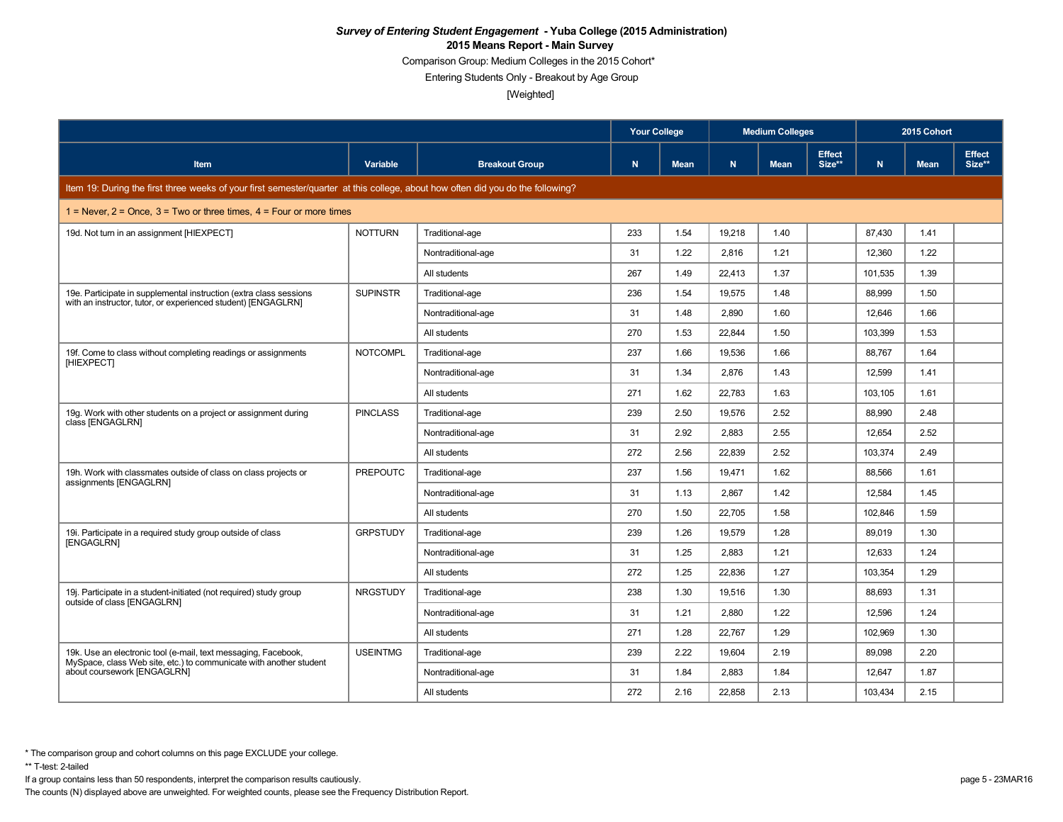***Survey of Entering Student Engagement* - Yuba College (2015 Administration)**

**2015 Means Report - Main Survey**

Comparison Group: Medium Colleges in the 2015 Cohort*

Entering Students Only - Breakout by Age Group

[Weighted]

| | | | Your College | | Medium Colleges | | | 2015 Cohort | | |
|---|---|---|---|---|---|---|---|---|---|---|
| **Item** | **Variable** | **Breakout Group** | **N** | **Mean** | **N** | **Mean** | **Effect Size**** | **N** | **Mean** | **Effect Size**** |
| Item 19: During the first three weeks of your first semester/quarter at this college, about how often did you do the following? | | | | | | | | | | |
| 1 = Never, 2 = Once, 3 = Two or three times, 4 = Four or more times | | | | | | | | | | |
| 19d. Not turn in an assignment [HIEXPECT] | NOTTURN | Traditional-age | 233 | 1.54 | 19,218 | 1.40 | | 87,430 | 1.41 | |
| | | Nontraditional-age | 31 | 1.22 | 2,816 | 1.21 | | 12,360 | 1.22 | |
| | | All students | 267 | 1.49 | 22,413 | 1.37 | | 101,535 | 1.39 | |
| 19e. Participate in supplemental instruction (extra class sessions with an instructor, tutor, or experienced student) [ENGAGLRN] | SUPINSTR | Traditional-age | 236 | 1.54 | 19,575 | 1.48 | | 88,999 | 1.50 | |
| | | Nontraditional-age | 31 | 1.48 | 2,890 | 1.60 | | 12,646 | 1.66 | |
| | | All students | 270 | 1.53 | 22,844 | 1.50 | | 103,399 | 1.53 | |
| 19f. Come to class without completing readings or assignments [HIEXPECT] | NOTCOMPL | Traditional-age | 237 | 1.66 | 19,536 | 1.66 | | 88,767 | 1.64 | |
| | | Nontraditional-age | 31 | 1.34 | 2,876 | 1.43 | | 12,599 | 1.41 | |
| | | All students | 271 | 1.62 | 22,783 | 1.63 | | 103,105 | 1.61 | |
| 19g. Work with other students on a project or assignment during class [ENGAGLRN] | PINCLASS | Traditional-age | 239 | 2.50 | 19,576 | 2.52 | | 88,990 | 2.48 | |
| | | Nontraditional-age | 31 | 2.92 | 2,883 | 2.55 | | 12,654 | 2.52 | |
| | | All students | 272 | 2.56 | 22,839 | 2.52 | | 103,374 | 2.49 | |
| 19h. Work with classmates outside of class on class projects or assignments [ENGAGLRN] | PREPOUTC | Traditional-age | 237 | 1.56 | 19,471 | 1.62 | | 88,566 | 1.61 | |
| | | Nontraditional-age | 31 | 1.13 | 2,867 | 1.42 | | 12,584 | 1.45 | |
| | | All students | 270 | 1.50 | 22,705 | 1.58 | | 102,846 | 1.59 | |
| 19i. Participate in a required study group outside of class [ENGAGLRN] | GRPSTUDY | Traditional-age | 239 | 1.26 | 19,579 | 1.28 | | 89,019 | 1.30 | |
| | | Nontraditional-age | 31 | 1.25 | 2,883 | 1.21 | | 12,633 | 1.24 | |
| | | All students | 272 | 1.25 | 22,836 | 1.27 | | 103,354 | 1.29 | |
| 19j. Participate in a student-initiated (not required) study group outside of class [ENGAGLRN] | NRGSTUDY | Traditional-age | 238 | 1.30 | 19,516 | 1.30 | | 88,693 | 1.31 | |
| | | Nontraditional-age | 31 | 1.21 | 2,880 | 1.22 | | 12,596 | 1.24 | |
| | | All students | 271 | 1.28 | 22,767 | 1.29 | | 102,969 | 1.30 | |
| 19k. Use an electronic tool (e-mail, text messaging, Facebook, MySpace, class Web site, etc.) to communicate with another student about coursework [ENGAGLRN] | USEINTMG | Traditional-age | 239 | 2.22 | 19,604 | 2.19 | | 89,098 | 2.20 | |
| | | Nontraditional-age | 31 | 1.84 | 2,883 | 1.84 | | 12,647 | 1.87 | |
| | | All students | 272 | 2.16 | 22,858 | 2.13 | | 103,434 | 2.15 | |

* The comparison group and cohort columns on this page EXCLUDE your college.

** T-test: 2-tailed

If a group contains less than 50 respondents, interpret the comparison results cautiously.

The counts (N) displayed above are unweighted. For weighted counts, please see the Frequency Distribution Report.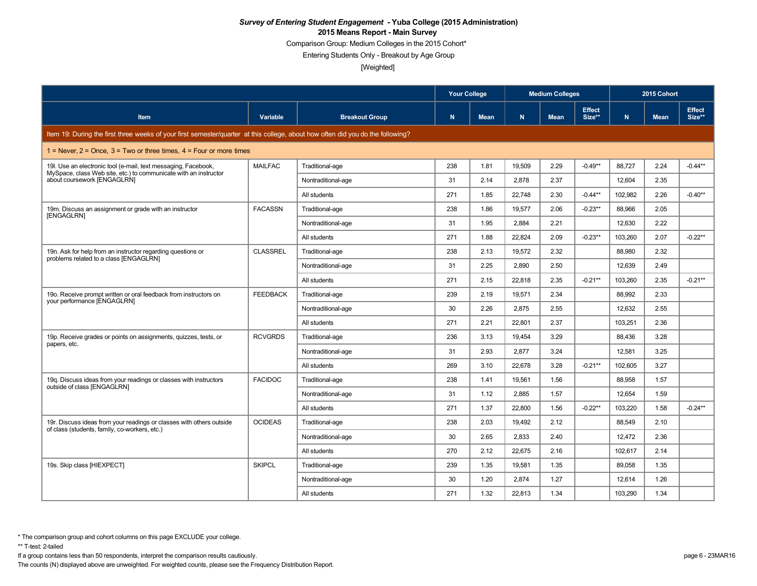***Survey of Entering Student Engagement* - Yuba College (2015 Administration)**

**2015 Means Report - Main Survey**

Comparison Group: Medium Colleges in the 2015 Cohort*

Entering Students Only - Breakout by Age Group

[Weighted]

| Item | Variable | Breakout Group | Your College N | Your College Mean | Medium Colleges N | Medium Colleges Mean | Medium Colleges Effect Size** | 2015 Cohort N | 2015 Cohort Mean | 2015 Cohort Effect Size** |
|---|---|---|---|---|---|---|---|---|---|---|
| **Item 19: During the first three weeks of your first semester/quarter at this college, about how often did you do the following?** | | | | | | | | | | |
| 1 = Never, 2 = Once, 3 = Two or three times, 4 = Four or more times | | | | | | | | | | |
| 19l. Use an electronic tool (e-mail, text messaging, Facebook, MySpace, class Web site, etc.) to communicate with an instructor about coursework [ENGAGLRN] | MAILFAC | Traditional-age | 238 | 1.81 | 19,509 | 2.29 | -0.49** | 88,727 | 2.24 | -0.44** |
| | | Nontraditional-age | 31 | 2.14 | 2,878 | 2.37 | | 12,604 | 2.35 | |
| | | All students | 271 | 1.85 | 22,748 | 2.30 | -0.44** | 102,982 | 2.26 | -0.40** |
| 19m. Discuss an assignment or grade with an instructor [ENGAGLRN] | FACASSN | Traditional-age | 238 | 1.86 | 19,577 | 2.06 | -0.23** | 88,966 | 2.05 | |
| | | Nontraditional-age | 31 | 1.95 | 2,884 | 2.21 | | 12,630 | 2.22 | |
| | | All students | 271 | 1.88 | 22,824 | 2.09 | -0.23** | 103,260 | 2.07 | -0.22** |
| 19n. Ask for help from an instructor regarding questions or problems related to a class [ENGAGLRN] | CLASSREL | Traditional-age | 238 | 2.13 | 19,572 | 2.32 | | 88,980 | 2.32 | |
| | | Nontraditional-age | 31 | 2.25 | 2,890 | 2.50 | | 12,639 | 2.49 | |
| | | All students | 271 | 2.15 | 22,818 | 2.35 | -0.21** | 103,260 | 2.35 | -0.21** |
| 19o. Receive prompt written or oral feedback from instructors on your performance [ENGAGLRN] | FEEDBACK | Traditional-age | 239 | 2.19 | 19,571 | 2.34 | | 88,992 | 2.33 | |
| | | Nontraditional-age | 30 | 2.26 | 2,875 | 2.55 | | 12,632 | 2.55 | |
| | | All students | 271 | 2.21 | 22,801 | 2.37 | | 103,251 | 2.36 | |
| 19p. Receive grades or points on assignments, quizzes, tests, or papers, etc. | RCVGRDS | Traditional-age | 236 | 3.13 | 19,454 | 3.29 | | 88,436 | 3.28 | |
| | | Nontraditional-age | 31 | 2.93 | 2,877 | 3.24 | | 12,581 | 3.25 | |
| | | All students | 269 | 3.10 | 22,678 | 3.28 | -0.21** | 102,605 | 3.27 | |
| 19q. Discuss ideas from your readings or classes with instructors outside of class [ENGAGLRN] | FACIDOC | Traditional-age | 238 | 1.41 | 19,561 | 1.56 | | 88,958 | 1.57 | |
| | | Nontraditional-age | 31 | 1.12 | 2,885 | 1.57 | | 12,654 | 1.59 | |
| | | All students | 271 | 1.37 | 22,800 | 1.56 | -0.22** | 103,220 | 1.58 | -0.24** |
| 19r. Discuss ideas from your readings or classes with others outside of class (students, family, co-workers, etc.) | OCIDEAS | Traditional-age | 238 | 2.03 | 19,492 | 2.12 | | 88,549 | 2.10 | |
| | | Nontraditional-age | 30 | 2.65 | 2,833 | 2.40 | | 12,472 | 2.36 | |
| | | All students | 270 | 2.12 | 22,675 | 2.16 | | 102,617 | 2.14 | |
| 19s. Skip class [HIEXPECT] | SKIPCL | Traditional-age | 239 | 1.35 | 19,581 | 1.35 | | 89,058 | 1.35 | |
| | | Nontraditional-age | 30 | 1.20 | 2,874 | 1.27 | | 12,614 | 1.26 | |
| | | All students | 271 | 1.32 | 22,813 | 1.34 | | 103,290 | 1.34 | |

* The comparison group and cohort columns on this page EXCLUDE your college.

** T-test: 2-tailed

If a group contains less than 50 respondents, interpret the comparison results cautiously.

The counts (N) displayed above are unweighted. For weighted counts, please see the Frequency Distribution Report.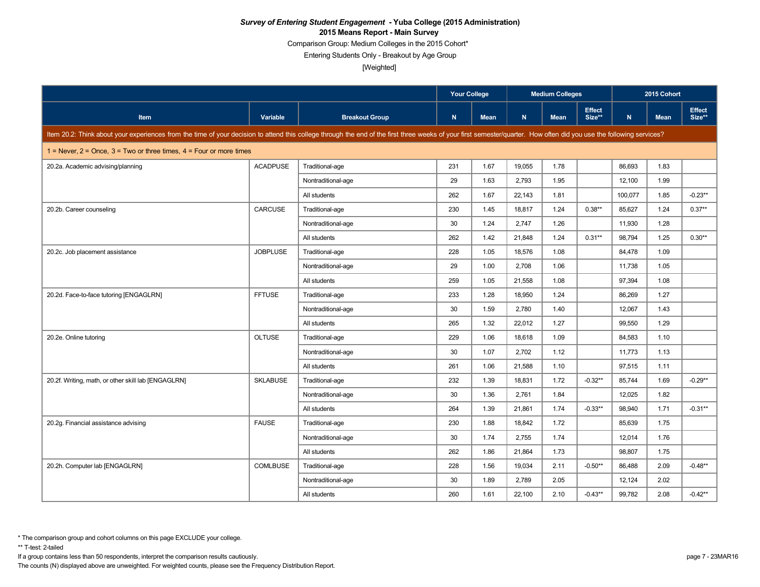***Survey of Entering Student Engagement* - Yuba College (2015 Administration)**

**2015 Means Report - Main Survey**

Comparison Group: Medium Colleges in the 2015 Cohort*

Entering Students Only - Breakout by Age Group

[Weighted]

| | | | Your College | | Medium Colleges | | | 2015 Cohort | | |
|---|---|---|---|---|---|---|---|---|---|---|
| **Item** | **Variable** | **Breakout Group** | **N** | **Mean** | **N** | **Mean** | **Effect Size**** | **N** | **Mean** | **Effect Size**** |
| Item 20.2: Think about your experiences from the time of your decision to attend this college through the end of the first three weeks of your first semester/quarter. How often did you use the following services? | | | | | | | | | | |
| 1 = Never, 2 = Once, 3 = Two or three times, 4 = Four or more times | | | | | | | | | | |
| 20.2a. Academic advising/planning | ACADPUSE | Traditional-age | 231 | 1.67 | 19,055 | 1.78 | | 86,693 | 1.83 | |
| | | Nontraditional-age | 29 | 1.63 | 2,793 | 1.95 | | 12,100 | 1.99 | |
| | | All students | 262 | 1.67 | 22,143 | 1.81 | | 100,077 | 1.85 | -0.23** |
| 20.2b. Career counseling | CARCUSE | Traditional-age | 230 | 1.45 | 18,817 | 1.24 | 0.38** | 85,627 | 1.24 | 0.37** |
| | | Nontraditional-age | 30 | 1.24 | 2,747 | 1.26 | | 11,930 | 1.28 | |
| | | All students | 262 | 1.42 | 21,848 | 1.24 | 0.31** | 98,794 | 1.25 | 0.30** |
| 20.2c. Job placement assistance | JOBPLUSE | Traditional-age | 228 | 1.05 | 18,576 | 1.08 | | 84,478 | 1.09 | |
| | | Nontraditional-age | 29 | 1.00 | 2,708 | 1.06 | | 11,738 | 1.05 | |
| | | All students | 259 | 1.05 | 21,558 | 1.08 | | 97,394 | 1.08 | |
| 20.2d. Face-to-face tutoring [ENGAGLRN] | FFTUSE | Traditional-age | 233 | 1.28 | 18,950 | 1.24 | | 86,269 | 1.27 | |
| | | Nontraditional-age | 30 | 1.59 | 2,780 | 1.40 | | 12,067 | 1.43 | |
| | | All students | 265 | 1.32 | 22,012 | 1.27 | | 99,550 | 1.29 | |
| 20.2e. Online tutoring | OLTUSE | Traditional-age | 229 | 1.06 | 18,618 | 1.09 | | 84,583 | 1.10 | |
| | | Nontraditional-age | 30 | 1.07 | 2,702 | 1.12 | | 11,773 | 1.13 | |
| | | All students | 261 | 1.06 | 21,588 | 1.10 | | 97,515 | 1.11 | |
| 20.2f. Writing, math, or other skill lab [ENGAGLRN] | SKLABUSE | Traditional-age | 232 | 1.39 | 18,831 | 1.72 | -0.32** | 85,744 | 1.69 | -0.29** |
| | | Nontraditional-age | 30 | 1.36 | 2,761 | 1.84 | | 12,025 | 1.82 | |
| | | All students | 264 | 1.39 | 21,861 | 1.74 | -0.33** | 98,940 | 1.71 | -0.31** |
| 20.2g. Financial assistance advising | FAUSE | Traditional-age | 230 | 1.88 | 18,842 | 1.72 | | 85,639 | 1.75 | |
| | | Nontraditional-age | 30 | 1.74 | 2,755 | 1.74 | | 12,014 | 1.76 | |
| | | All students | 262 | 1.86 | 21,864 | 1.73 | | 98,807 | 1.75 | |
| 20.2h. Computer lab [ENGAGLRN] | COMLBUSE | Traditional-age | 228 | 1.56 | 19,034 | 2.11 | -0.50** | 86,488 | 2.09 | -0.48** |
| | | Nontraditional-age | 30 | 1.89 | 2,789 | 2.05 | | 12,124 | 2.02 | |
| | | All students | 260 | 1.61 | 22,100 | 2.10 | -0.43** | 99,782 | 2.08 | -0.42** |

\* The comparison group and cohort columns on this page EXCLUDE your college.

** T-test: 2-tailed

If a group contains less than 50 respondents, interpret the comparison results cautiously.

The counts (N) displayed above are unweighted. For weighted counts, please see the Frequency Distribution Report.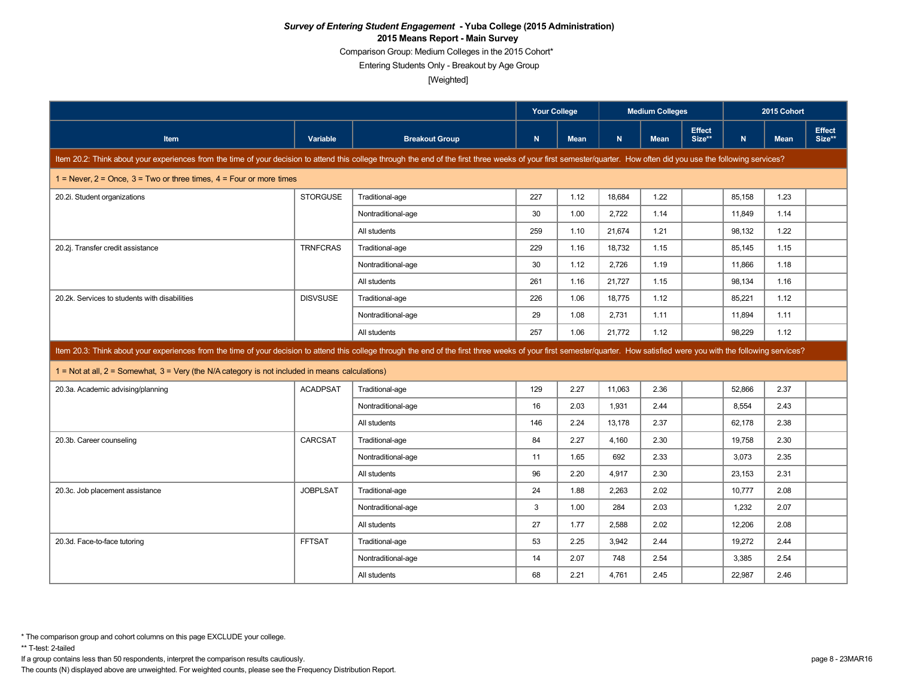***Survey of Entering Student Engagement* - Yuba College (2015 Administration)**

**2015 Means Report - Main Survey**

Comparison Group: Medium Colleges in the 2015 Cohort*

Entering Students Only - Breakout by Age Group

[Weighted]

| Item | Variable | Breakout Group | Your College | | Medium Colleges | | | 2015 Cohort | | |
|---|---|---|---|---|---|---|---|---|---|---|
| | | | N | Mean | N | Mean | Effect Size** | N | Mean | Effect Size** |
| **Item 20.2: Think about your experiences from the time of your decision to attend this college through the end of the first three weeks of your first semester/quarter. How often did you use the following services?** | | | | | | | | | | |
| 1 = Never, 2 = Once, 3 = Two or three times, 4 = Four or more times | | | | | | | | | | |
| 20.2i. Student organizations | STORGUSE | Traditional-age | 227 | 1.12 | 18,684 | 1.22 | | 85,158 | 1.23 | |
| | | Nontraditional-age | 30 | 1.00 | 2,722 | 1.14 | | 11,849 | 1.14 | |
| | | All students | 259 | 1.10 | 21,674 | 1.21 | | 98,132 | 1.22 | |
| 20.2j. Transfer credit assistance | TRNFCRAS | Traditional-age | 229 | 1.16 | 18,732 | 1.15 | | 85,145 | 1.15 | |
| | | Nontraditional-age | 30 | 1.12 | 2,726 | 1.19 | | 11,866 | 1.18 | |
| | | All students | 261 | 1.16 | 21,727 | 1.15 | | 98,134 | 1.16 | |
| 20.2k. Services to students with disabilities | DISVSUSE | Traditional-age | 226 | 1.06 | 18,775 | 1.12 | | 85,221 | 1.12 | |
| | | Nontraditional-age | 29 | 1.08 | 2,731 | 1.11 | | 11,894 | 1.11 | |
| | | All students | 257 | 1.06 | 21,772 | 1.12 | | 98,229 | 1.12 | |
| **Item 20.3: Think about your experiences from the time of your decision to attend this college through the end of the first three weeks of your first semester/quarter. How satisfied were you with the following services?** | | | | | | | | | | |
| 1 = Not at all, 2 = Somewhat, 3 = Very (the N/A category is not included in means calculations) | | | | | | | | | | |
| 20.3a. Academic advising/planning | ACADPSAT | Traditional-age | 129 | 2.27 | 11,063 | 2.36 | | 52,866 | 2.37 | |
| | | Nontraditional-age | 16 | 2.03 | 1,931 | 2.44 | | 8,554 | 2.43 | |
| | | All students | 146 | 2.24 | 13,178 | 2.37 | | 62,178 | 2.38 | |
| 20.3b. Career counseling | CARCSAT | Traditional-age | 84 | 2.27 | 4,160 | 2.30 | | 19,758 | 2.30 | |
| | | Nontraditional-age | 11 | 1.65 | 692 | 2.33 | | 3,073 | 2.35 | |
| | | All students | 96 | 2.20 | 4,917 | 2.30 | | 23,153 | 2.31 | |
| 20.3c. Job placement assistance | JOBPLSAT | Traditional-age | 24 | 1.88 | 2,263 | 2.02 | | 10,777 | 2.08 | |
| | | Nontraditional-age | 3 | 1.00 | 284 | 2.03 | | 1,232 | 2.07 | |
| | | All students | 27 | 1.77 | 2,588 | 2.02 | | 12,206 | 2.08 | |
| 20.3d. Face-to-face tutoring | FFTSAT | Traditional-age | 53 | 2.25 | 3,942 | 2.44 | | 19,272 | 2.44 | |
| | | Nontraditional-age | 14 | 2.07 | 748 | 2.54 | | 3,385 | 2.54 | |
| | | All students | 68 | 2.21 | 4,761 | 2.45 | | 22,987 | 2.46 | |

* The comparison group and cohort columns on this page EXCLUDE your college.

** T-test: 2-tailed

If a group contains less than 50 respondents, interpret the comparison results cautiously.

The counts (N) displayed above are unweighted. For weighted counts, please see the Frequency Distribution Report.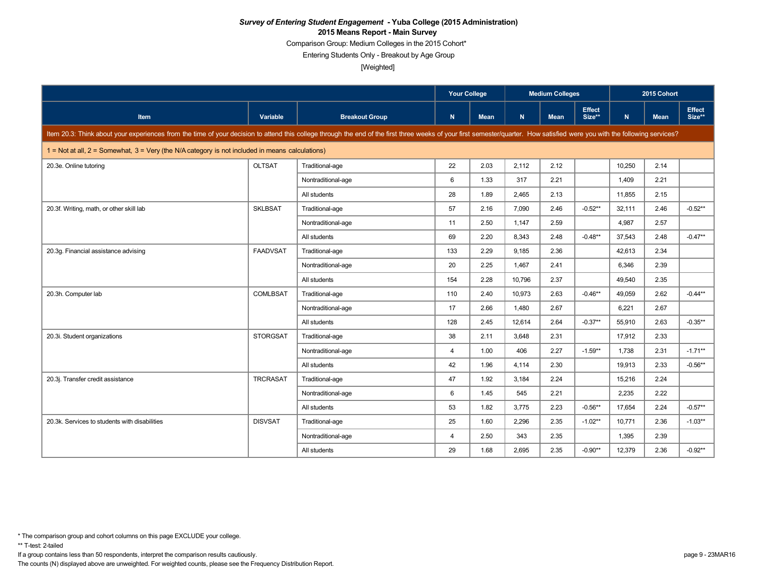# *Survey of Entering Student Engagement* - Yuba College (2015 Administration)

## 2015 Means Report - Main Survey

Comparison Group: Medium Colleges in the 2015 Cohort*

Entering Students Only - Breakout by Age Group

[Weighted]

| | | | Your College | | Medium Colleges | | | 2015 Cohort | | |
|---|---|---|---|---|---|---|---|---|---|---|
| **Item** | **Variable** | **Breakout Group** | **N** | **Mean** | **N** | **Mean** | **Effect Size**** | **N** | **Mean** | **Effect Size**** |
| Item 20.3: Think about your experiences from the time of your decision to attend this college through the end of the first three weeks of your first semester/quarter. How satisfied were you with the following services? | | | | | | | | | | |
| 1 = Not at all, 2 = Somewhat, 3 = Very (the N/A category is not included in means calculations) | | | | | | | | | | |
| 20.3e. Online tutoring | OLTSAT | Traditional-age | 22 | 2.03 | 2,112 | 2.12 | | 10,250 | 2.14 | |
| | | Nontraditional-age | 6 | 1.33 | 317 | 2.21 | | 1,409 | 2.21 | |
| | | All students | 28 | 1.89 | 2,465 | 2.13 | | 11,855 | 2.15 | |
| 20.3f. Writing, math, or other skill lab | SKLBSAT | Traditional-age | 57 | 2.16 | 7,090 | 2.46 | -0.52** | 32,111 | 2.46 | -0.52** |
| | | Nontraditional-age | 11 | 2.50 | 1,147 | 2.59 | | 4,987 | 2.57 | |
| | | All students | 69 | 2.20 | 8,343 | 2.48 | -0.48** | 37,543 | 2.48 | -0.47** |
| 20.3g. Financial assistance advising | FAADVSAT | Traditional-age | 133 | 2.29 | 9,185 | 2.36 | | 42,613 | 2.34 | |
| | | Nontraditional-age | 20 | 2.25 | 1,467 | 2.41 | | 6,346 | 2.39 | |
| | | All students | 154 | 2.28 | 10,796 | 2.37 | | 49,540 | 2.35 | |
| 20.3h. Computer lab | COMLBSAT | Traditional-age | 110 | 2.40 | 10,973 | 2.63 | -0.46** | 49,059 | 2.62 | -0.44** |
| | | Nontraditional-age | 17 | 2.66 | 1,480 | 2.67 | | 6,221 | 2.67 | |
| | | All students | 128 | 2.45 | 12,614 | 2.64 | -0.37** | 55,910 | 2.63 | -0.35** |
| 20.3i. Student organizations | STORGSAT | Traditional-age | 38 | 2.11 | 3,648 | 2.31 | | 17,912 | 2.33 | |
| | | Nontraditional-age | 4 | 1.00 | 406 | 2.27 | -1.59** | 1,738 | 2.31 | -1.71** |
| | | All students | 42 | 1.96 | 4,114 | 2.30 | | 19,913 | 2.33 | -0.56** |
| 20.3j. Transfer credit assistance | TRCRASAT | Traditional-age | 47 | 1.92 | 3,184 | 2.24 | | 15,216 | 2.24 | |
| | | Nontraditional-age | 6 | 1.45 | 545 | 2.21 | | 2,235 | 2.22 | |
| | | All students | 53 | 1.82 | 3,775 | 2.23 | -0.56** | 17,654 | 2.24 | -0.57** |
| 20.3k. Services to students with disabilities | DISVSAT | Traditional-age | 25 | 1.60 | 2,296 | 2.35 | -1.02** | 10,771 | 2.36 | -1.03** |
| | | Nontraditional-age | 4 | 2.50 | 343 | 2.35 | | 1,395 | 2.39 | |
| | | All students | 29 | 1.68 | 2,695 | 2.35 | -0.90** | 12,379 | 2.36 | -0.92** |

* The comparison group and cohort columns on this page EXCLUDE your college.

** T-test: 2-tailed

If a group contains less than 50 respondents, interpret the comparison results cautiously.

The counts (N) displayed above are unweighted. For weighted counts, please see the Frequency Distribution Report.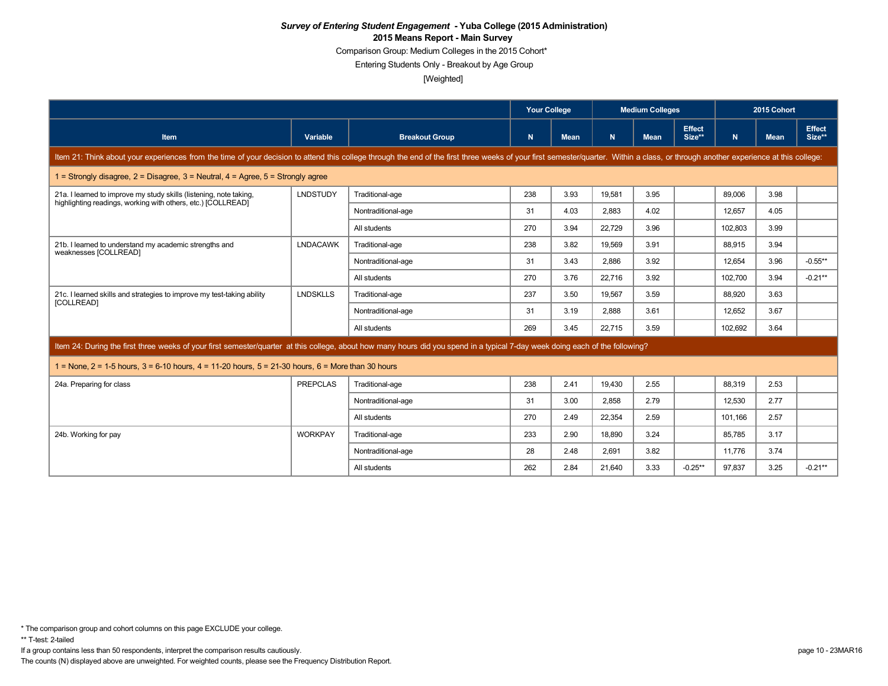***Survey of Entering Student Engagement* - Yuba College (2015 Administration)**

**2015 Means Report - Main Survey**

Comparison Group: Medium Colleges in the 2015 Cohort*

Entering Students Only - Breakout by Age Group

[Weighted]

| | | | Your College | | Medium Colleges | | | 2015 Cohort | | |
|---|---|---|---|---|---|---|---|---|---|---|
| **Item** | **Variable** | **Breakout Group** | **N** | **Mean** | **N** | **Mean** | **Effect Size**** | **N** | **Mean** | **Effect Size**** |
| Item 21: Think about your experiences from the time of your decision to attend this college through the end of the first three weeks of your first semester/quarter. Within a class, or through another experience at this college: | | | | | | | | | | |
| 1 = Strongly disagree, 2 = Disagree, 3 = Neutral, 4 = Agree, 5 = Strongly agree | | | | | | | | | | |
| 21a. I learned to improve my study skills (listening, note taking, highlighting readings, working with others, etc.) [COLLREAD] | LNDSTUDY | Traditional-age | 238 | 3.93 | 19,581 | 3.95 | | 89,006 | 3.98 | |
| | | Nontraditional-age | 31 | 4.03 | 2,883 | 4.02 | | 12,657 | 4.05 | |
| | | All students | 270 | 3.94 | 22,729 | 3.96 | | 102,803 | 3.99 | |
| 21b. I learned to understand my academic strengths and weaknesses [COLLREAD] | LNDACAWK | Traditional-age | 238 | 3.82 | 19,569 | 3.91 | | 88,915 | 3.94 | |
| | | Nontraditional-age | 31 | 3.43 | 2,886 | 3.92 | | 12,654 | 3.96 | -0.55** |
| | | All students | 270 | 3.76 | 22,716 | 3.92 | | 102,700 | 3.94 | -0.21** |
| 21c. I learned skills and strategies to improve my test-taking ability [COLLREAD] | LNDSKLLS | Traditional-age | 237 | 3.50 | 19,567 | 3.59 | | 88,920 | 3.63 | |
| | | Nontraditional-age | 31 | 3.19 | 2,888 | 3.61 | | 12,652 | 3.67 | |
| | | All students | 269 | 3.45 | 22,715 | 3.59 | | 102,692 | 3.64 | |
| Item 24: During the first three weeks of your first semester/quarter at this college, about how many hours did you spend in a typical 7-day week doing each of the following? | | | | | | | | | | |
| 1 = None, 2 = 1-5 hours, 3 = 6-10 hours, 4 = 11-20 hours, 5 = 21-30 hours, 6 = More than 30 hours | | | | | | | | | | |
| 24a. Preparing for class | PREPCLAS | Traditional-age | 238 | 2.41 | 19,430 | 2.55 | | 88,319 | 2.53 | |
| | | Nontraditional-age | 31 | 3.00 | 2,858 | 2.79 | | 12,530 | 2.77 | |
| | | All students | 270 | 2.49 | 22,354 | 2.59 | | 101,166 | 2.57 | |
| 24b. Working for pay | WORKPAY | Traditional-age | 233 | 2.90 | 18,890 | 3.24 | | 85,785 | 3.17 | |
| | | Nontraditional-age | 28 | 2.48 | 2,691 | 3.82 | | 11,776 | 3.74 | |
| | | All students | 262 | 2.84 | 21,640 | 3.33 | -0.25** | 97,837 | 3.25 | -0.21** |

* The comparison group and cohort columns on this page EXCLUDE your college.

** T-test: 2-tailed

If a group contains less than 50 respondents, interpret the comparison results cautiously.

The counts (N) displayed above are unweighted. For weighted counts, please see the Frequency Distribution Report.